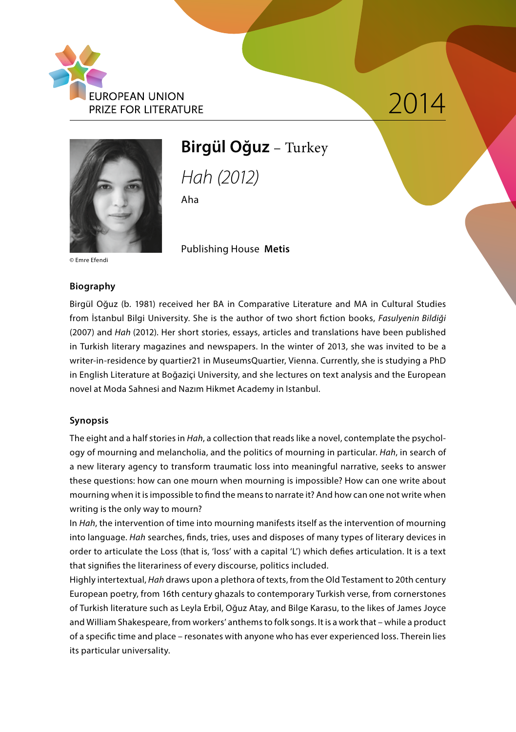EUROPEAN UNION
PRIZE FOR LITERATURE

2014

© Emre Efendi

# **Birgül Oğuz** – Turkey

*Hah (2012)*

Aha

Publishing House **Metis**

## Biography

Birgül Oğuz (b. 1981) received her BA in Comparative Literature and MA in Cultural Studies from İstanbul Bilgi University. She is the author of two short fiction books, *Fasulyenin Bildiği* (2007) and *Hah* (2012). Her short stories, essays, articles and translations have been published in Turkish literary magazines and newspapers. In the winter of 2013, she was invited to be a writer-in-residence by quartier21 in MuseumsQuartier, Vienna. Currently, she is studying a PhD in English Literature at Boğaziçi University, and she lectures on text analysis and the European novel at Moda Sahnesi and Nazım Hikmet Academy in Istanbul.

## Synopsis

The eight and a half stories in *Hah*, a collection that reads like a novel, contemplate the psychology of mourning and melancholia, and the politics of mourning in particular. *Hah*, in search of a new literary agency to transform traumatic loss into meaningful narrative, seeks to answer these questions: how can one mourn when mourning is impossible? How can one write about mourning when it is impossible to find the means to narrate it? And how can one not write when writing is the only way to mourn?

In *Hah*, the intervention of time into mourning manifests itself as the intervention of mourning into language. *Hah* searches, finds, tries, uses and disposes of many types of literary devices in order to articulate the Loss (that is, 'loss' with a capital 'L') which defies articulation. It is a text that signifies the literariness of every discourse, politics included.

Highly intertextual, *Hah* draws upon a plethora of texts, from the Old Testament to 20th century European poetry, from 16th century ghazals to contemporary Turkish verse, from cornerstones of Turkish literature such as Leyla Erbil, Oğuz Atay, and Bilge Karasu, to the likes of James Joyce and William Shakespeare, from workers' anthems to folk songs. It is a work that – while a product of a specific time and place – resonates with anyone who has ever experienced loss. Therein lies its particular universality.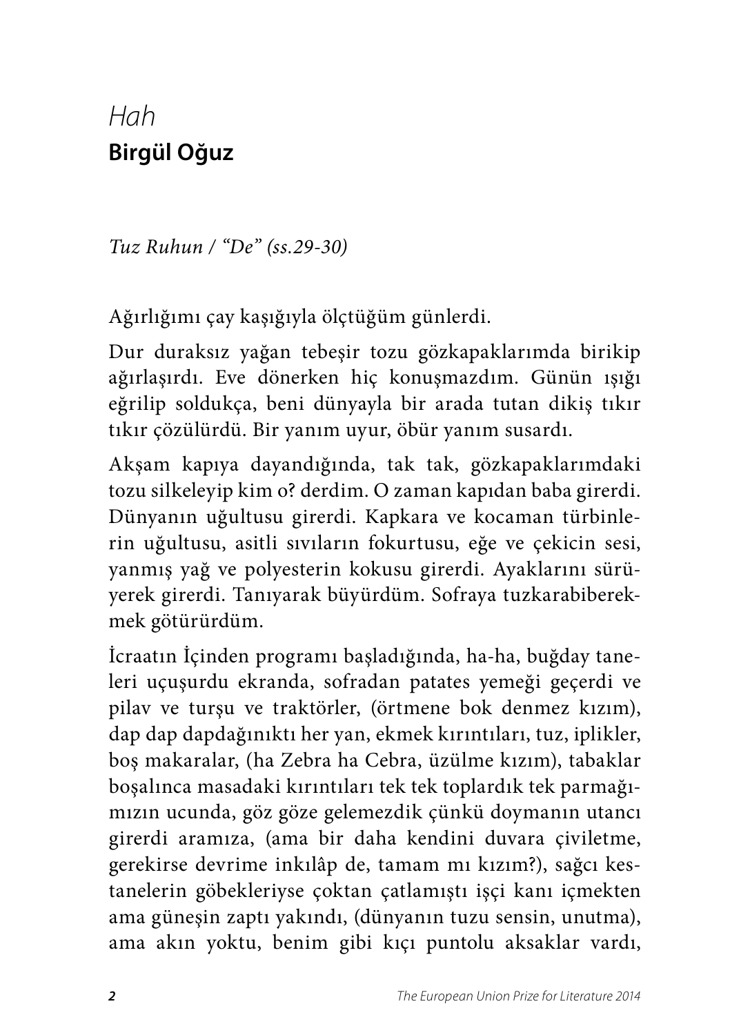# *Hah*
## **Birgül Oğuz**

*Tuz Ruhun / "De" (ss.29-30)*

Ağırlığımı çay kaşığıyla ölçtüğüm günlerdi.

Dur duraksız yağan tebeşir tozu gözkapaklarımda birikip ağırlaşırdı. Eve dönerken hiç konuşmazdım. Günün ışığı eğrilip soldukça, beni dünyayla bir arada tutan dikiş tıkır tıkır çözülürdü. Bir yanım uyur, öbür yanım susardı.

Akşam kapıya dayandığında, tak tak, gözkapaklarımdaki tozu silkeleyip kim o? derdim. O zaman kapıdan baba girerdi. Dünyanın uğultusu girerdi. Kapkara ve kocaman türbinlerin uğultusu, asitli sıvıların fokurtusu, eğe ve çekicin sesi, yanmış yağ ve polyesterin kokusu girerdi. Ayaklarını sürüyerek girerdi. Tanıyarak büyürdüm. Sofraya tuzkarabiberekmek götürürdüm.

İcraatın İçinden programı başladığında, ha-ha, buğday taneleri uçuşurdu ekranda, sofradan patates yemeği geçerdi ve pilav ve turşu ve traktörler, (örtmene bok denmez kızım), dap dap dapdağınıktı her yan, ekmek kırıntıları, tuz, iplikler, boş makaralar, (ha Zebra ha Cebra, üzülme kızım), tabaklar boşalınca masadaki kırıntıları tek tek toplardık tek parmağımızın ucunda, göz göze gelemezdik çünkü doymanın utancı girerdi aramıza, (ama bir daha kendini duvara çiviletme, gerekirse devrime inkılâp de, tamam mı kızım?), sağcı kestanelerin göbekleriyse çoktan çatlamıştı işçi kanı içmekten ama güneşin zaptı yakındı, (dünyanın tuzu sensin, unutma), ama akın yoktu, benim gibi kıçı puntolu aksaklar vardı,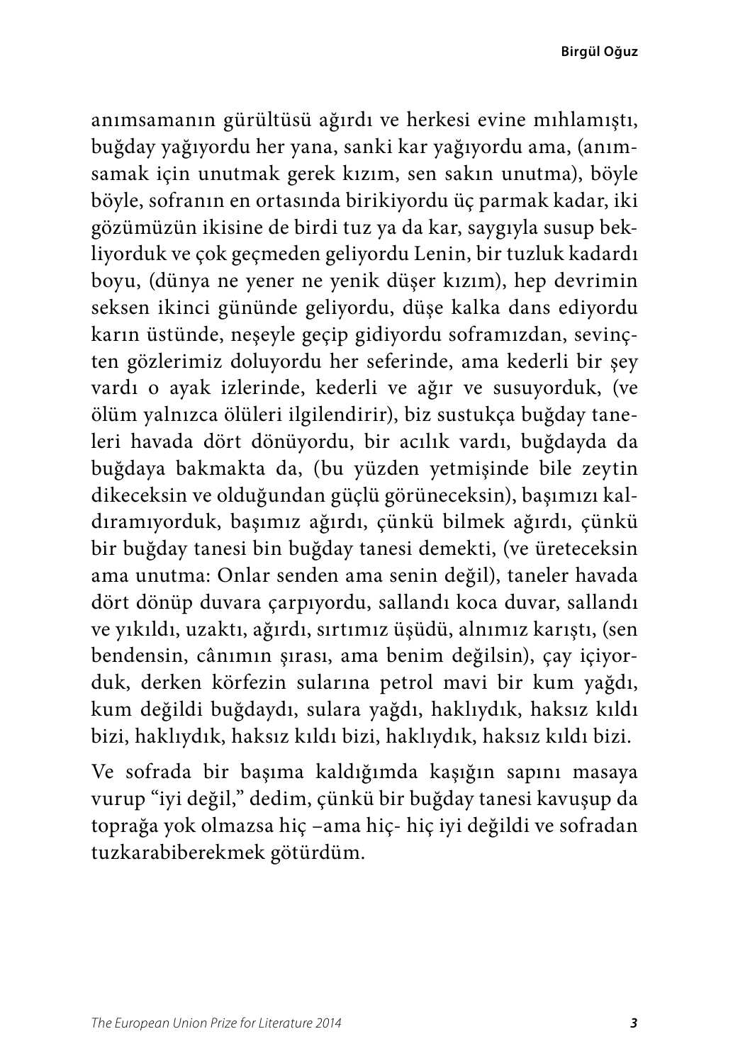anımsamanın gürültüsü ağırdı ve herkesi evine mıhlamıştı, buğday yağıyordu her yana, sanki kar yağıyordu ama, (anımsamak için unutmak gerek kızım, sen sakın unutma), böyle böyle, sofranın en ortasında birikiyordu üç parmak kadar, iki gözümüzün ikisine de birdi tuz ya da kar, saygıyla susup bekliyorduk ve çok geçmeden geliyordu Lenin, bir tuzluk kadardı boyu, (dünya ne yener ne yenik düşer kızım), hep devrimin seksen ikinci gününde geliyordu, düşe kalka dans ediyordu karın üstünde, neşeyle geçip gidiyordu sofi­ramızdan, sevinçten gözlerimiz doluyordu her seferinde, ama kederli bir şey vardı o ayak izlerinde, kederli ve ağır ve susuyorduk, (ve ölüm yalnızca ölüleri ilgilendirir), biz sustukça buğday taneleri havada dört dönüyordu, bir acılık vardı, buğdayda da buğdaya bakmakta da, (bu yüzden yetmişinde bile zeytin dikeceksin ve olduğundan güçlü görüneceksin), başımızı kaldıramıyorduk, başımız ağırdı, çünkü bilmek ağırdı, çünkü bir buğday tanesi bin buğday tanesi demekti, (ve üreteceksin ama unutma: Onlar senden ama senin değil), taneler havada dört dönüp duvara çarpıyordu, sallandı koca duvar, sallandı ve yıkıldı, uzaktı, ağırdı, sırtımız üşüdü, alnımız karıştı, (sen bendensin, cânımın şırası, ama benim değilsin), çay içiyorduk, derken körfezin sularına petrol mavi bir kum yağdı, kum değildi buğdaydı, sulara yağdı, haklıydık, haksız kıldı bizi, haklıydık, haksız kıldı bizi, haklıydık, haksız kıldı bizi.

Ve sofrada bir başıma kaldığımda kaşığın sapını masaya vurup "iyi değil," dedim, çünkü bir buğday tanesi kavuşup da toprağa yok olmazsa hiç –ama hiç- hiç iyi değildi ve sofradan tuzkarabiberekmek götürdüm.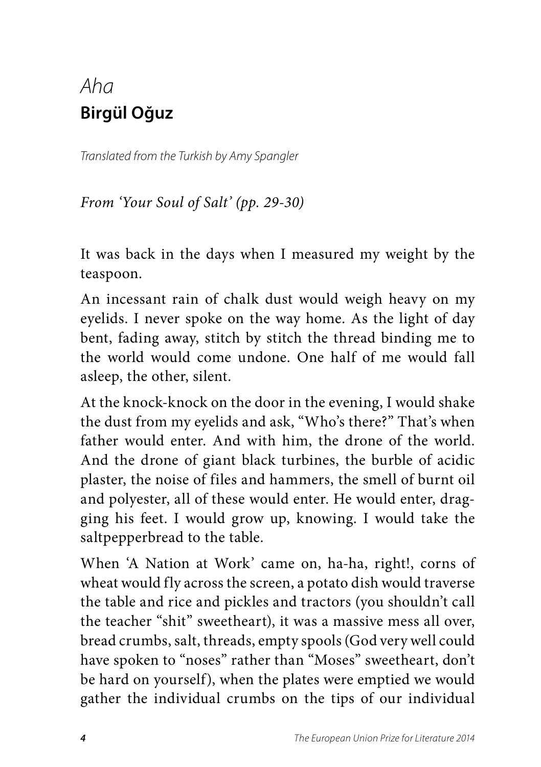# *Aha*
## Birgül Oğuz

*Translated from the Turkish by Amy Spangler*

*From 'Your Soul of Salt' (pp. 29-30)*

It was back in the days when I measured my weight by the teaspoon.

An incessant rain of chalk dust would weigh heavy on my eyelids. I never spoke on the way home. As the light of day bent, fading away, stitch by stitch the thread binding me to the world would come undone. One half of me would fall asleep, the other, silent.

At the knock-knock on the door in the evening, I would shake the dust from my eyelids and ask, "Who's there?" That's when father would enter. And with him, the drone of the world. And the drone of giant black turbines, the burble of acidic plaster, the noise of files and hammers, the smell of burnt oil and polyester, all of these would enter. He would enter, dragging his feet. I would grow up, knowing. I would take the saltpepperbread to the table.

When 'A Nation at Work' came on, ha-ha, right!, corns of wheat would fly across the screen, a potato dish would traverse the table and rice and pickles and tractors (you shouldn't call the teacher "shit" sweetheart), it was a massive mess all over, bread crumbs, salt, threads, empty spools (God very well could have spoken to "noses" rather than "Moses" sweetheart, don't be hard on yourself), when the plates were emptied we would gather the individual crumbs on the tips of our individual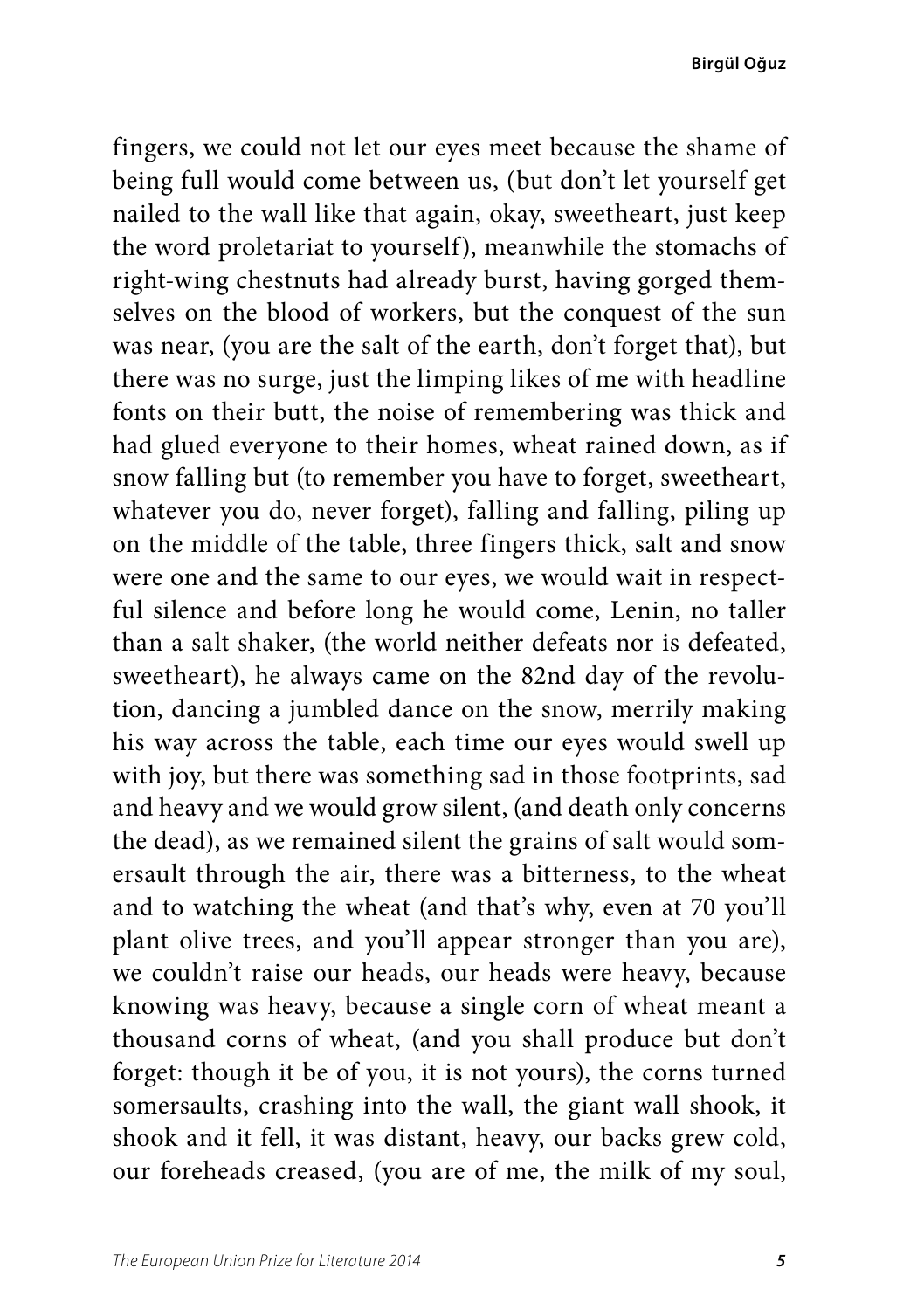fingers, we could not let our eyes meet because the shame of being full would come between us, (but don't let yourself get nailed to the wall like that again, okay, sweetheart, just keep the word proletariat to yourself), meanwhile the stomachs of right-wing chestnuts had already burst, having gorged themselves on the blood of workers, but the conquest of the sun was near, (you are the salt of the earth, don't forget that), but there was no surge, just the limping likes of me with headline fonts on their butt, the noise of remembering was thick and had glued everyone to their homes, wheat rained down, as if snow falling but (to remember you have to forget, sweetheart, whatever you do, never forget), falling and falling, piling up on the middle of the table, three fingers thick, salt and snow were one and the same to our eyes, we would wait in respectful silence and before long he would come, Lenin, no taller than a salt shaker, (the world neither defeats nor is defeated, sweetheart), he always came on the 82nd day of the revolution, dancing a jumbled dance on the snow, merrily making his way across the table, each time our eyes would swell up with joy, but there was something sad in those footprints, sad and heavy and we would grow silent, (and death only concerns the dead), as we remained silent the grains of salt would somersault through the air, there was a bitterness, to the wheat and to watching the wheat (and that's why, even at 70 you'll plant olive trees, and you'll appear stronger than you are), we couldn't raise our heads, our heads were heavy, because knowing was heavy, because a single corn of wheat meant a thousand corns of wheat, (and you shall produce but don't forget: though it be of you, it is not yours), the corns turned somersaults, crashing into the wall, the giant wall shook, it shook and it fell, it was distant, heavy, our backs grew cold, our foreheads creased, (you are of me, the milk of my soul,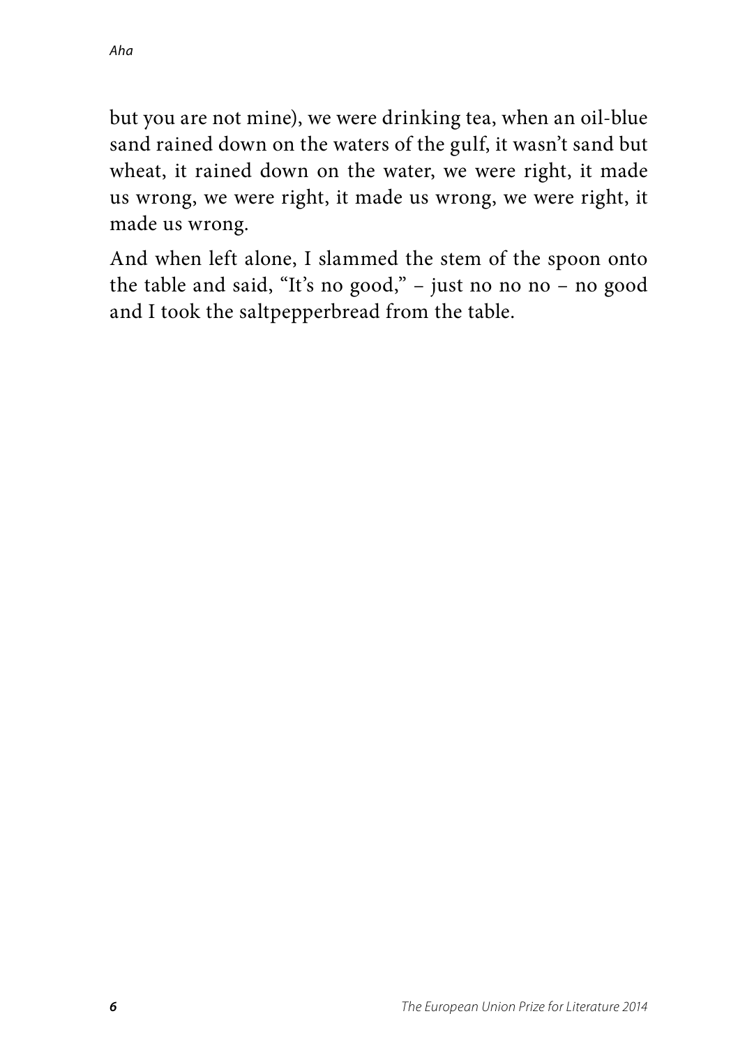but you are not mine), we were drinking tea, when an oil-blue sand rained down on the waters of the gulf, it wasn't sand but wheat, it rained down on the water, we were right, it made us wrong, we were right, it made us wrong, we were right, it made us wrong.

And when left alone, I slammed the stem of the spoon onto the table and said, "It's no good," – just no no no – no good and I took the saltpepperbread from the table.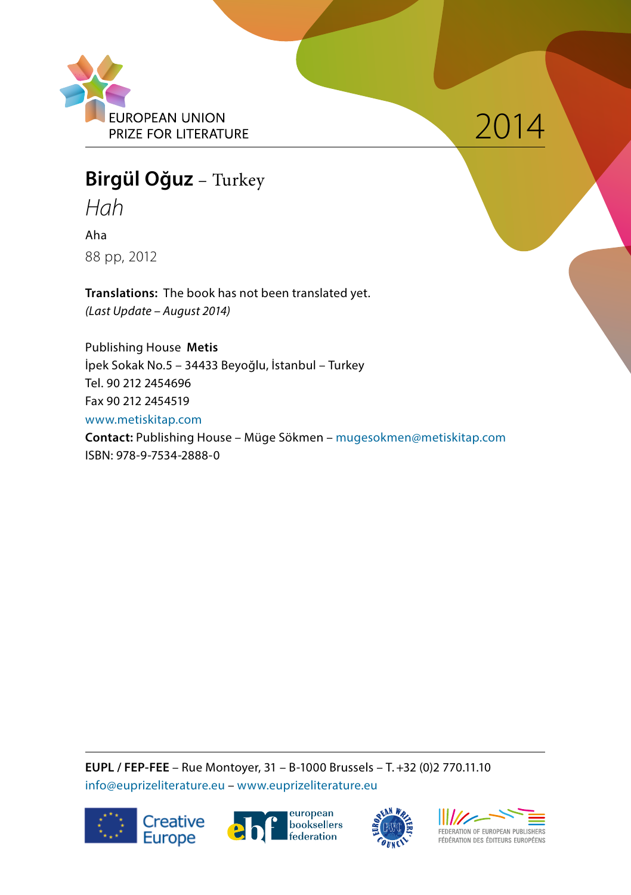EUROPEAN UNION
PRIZE FOR LITERATURE

2014

## **Birgül Oğuz** – Turkey

*Hah*

Aha

88 pp, 2012

**Translations:** The book has not been translated yet.
*(Last Update – August 2014)*

Publishing House **Metis**
İpek Sokak No.5 – 34433 Beyoğlu, İstanbul – Turkey
Tel. 90 212 2454696
Fax 90 212 2454519
www.metiskitap.com
**Contact:** Publishing House – Müge Sökmen – mugesokmen@metiskitap.com
ISBN: 978-9-7534-2888-0

**EUPL / FEP-FEE** – Rue Montoyer, 31 – B-1000 Brussels – T. +32 (0)2 770.11.10
info@euprizeliterature.eu – www.euprizeliterature.eu

Creative Europe

european booksellers federation

European Writers' Council

FEDERATION OF EUROPEAN PUBLISHERS
FÉDÉRATION DES ÉDITEURS EUROPÉENS